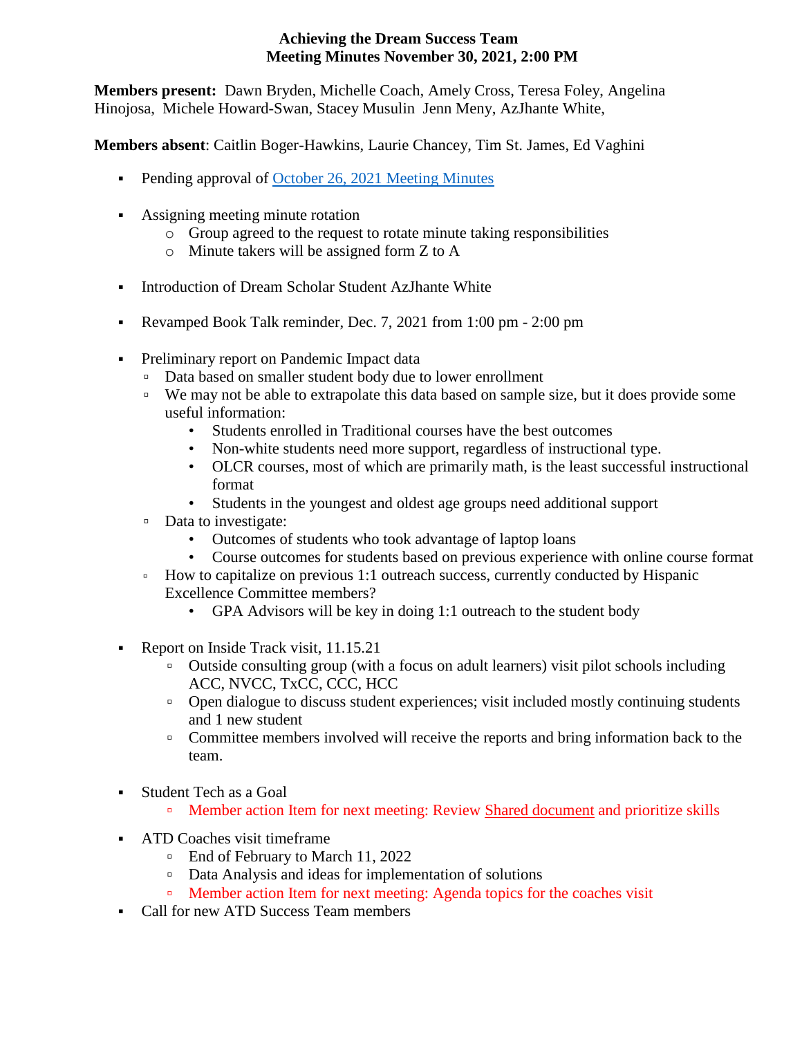# Achieving the Dream Success Team
## Meeting Minutes November 30, 2021, 2:00 PM

**Members present:** Dawn Bryden, Michelle Coach, Amely Cross, Teresa Foley, Angelina Hinojosa, Michele Howard-Swan, Stacey Musulin Jenn Meny, AzJhante White,

**Members absent**: Caitlin Boger-Hawkins, Laurie Chancey, Tim St. James, Ed Vaghini

- Pending approval of [October 26, 2021 Meeting Minutes]

- Assigning meeting minute rotation
  - Group agreed to the request to rotate minute taking responsibilities
  - Minute takers will be assigned form Z to A

- Introduction of Dream Scholar Student AzJhante White

- Revamped Book Talk reminder, Dec. 7, 2021 from 1:00 pm - 2:00 pm

- Preliminary report on Pandemic Impact data
  - Data based on smaller student body due to lower enrollment
  - We may not be able to extrapolate this data based on sample size, but it does provide some useful information:
    - Students enrolled in Traditional courses have the best outcomes
    - Non-white students need more support, regardless of instructional type.
    - OLCR courses, most of which are primarily math, is the least successful instructional format
    - Students in the youngest and oldest age groups need additional support
  - Data to investigate:
    - Outcomes of students who took advantage of laptop loans
    - Course outcomes for students based on previous experience with online course format
  - How to capitalize on previous 1:1 outreach success, currently conducted by Hispanic Excellence Committee members?
    - GPA Advisors will be key in doing 1:1 outreach to the student body

- Report on Inside Track visit, 11.15.21
  - Outside consulting group (with a focus on adult learners) visit pilot schools including ACC, NVCC, TxCC, CCC, HCC
  - Open dialogue to discuss student experiences; visit included mostly continuing students and 1 new student
  - Committee members involved will receive the reports and bring information back to the team.

- Student Tech as a Goal
  - Member action Item for next meeting: Review [Shared document] and prioritize skills

- ATD Coaches visit timeframe
  - End of February to March 11, 2022
  - Data Analysis and ideas for implementation of solutions
  - Member action Item for next meeting: Agenda topics for the coaches visit
- Call for new ATD Success Team members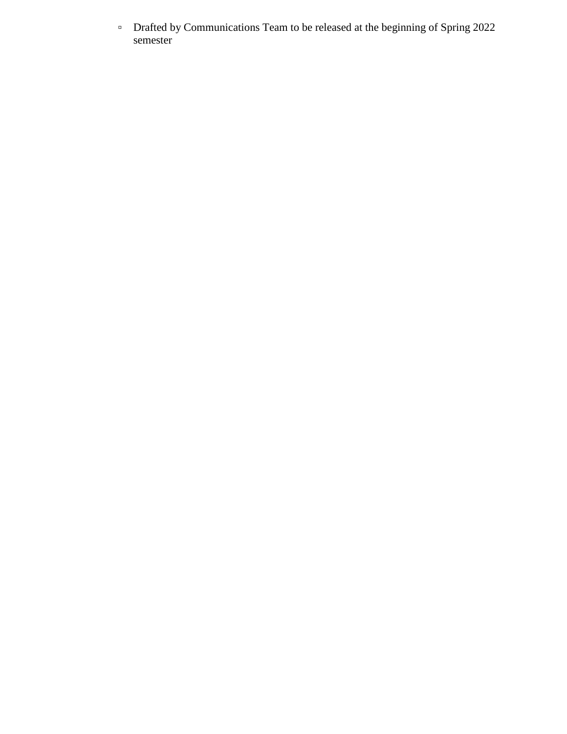- Drafted by Communications Team to be released at the beginning of Spring 2022 semester